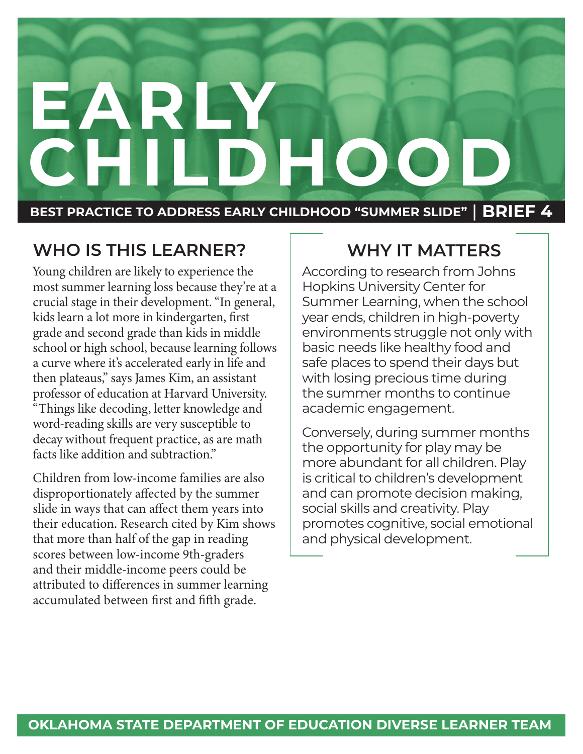# EARLY CHILDHOOD

**BEST PRACTICE TO ADDRESS EARLY CHILDHOOD "SUMMER SLIDE" | BRIEF 4**

## WHO IS THIS LEARNER?

Young children are likely to experience the most summer learning loss because they're at a crucial stage in their development. "In general, kids learn a lot more in kindergarten, first grade and second grade than kids in middle school or high school, because learning follows a curve where it's accelerated early in life and then plateaus," says James Kim, an assistant professor of education at Harvard University. "Things like decoding, letter knowledge and word-reading skills are very susceptible to decay without frequent practice, as are math facts like addition and subtraction."

Children from low-income families are also disproportionately affected by the summer slide in ways that can affect them years into their education. Research cited by Kim shows that more than half of the gap in reading scores between low-income 9th-graders and their middle-income peers could be attributed to differences in summer learning accumulated between first and fifth grade.

## WHY IT MATTERS

According to research from Johns Hopkins University Center for Summer Learning, when the school year ends, children in high-poverty environments struggle not only with basic needs like healthy food and safe places to spend their days but with losing precious time during the summer months to continue academic engagement.

Conversely, during summer months the opportunity for play may be more abundant for all children. Play is critical to children's development and can promote decision making, social skills and creativity. Play promotes cognitive, social emotional and physical development.

**OKLAHOMA STATE DEPARTMENT OF EDUCATION DIVERSE LEARNER TEAM**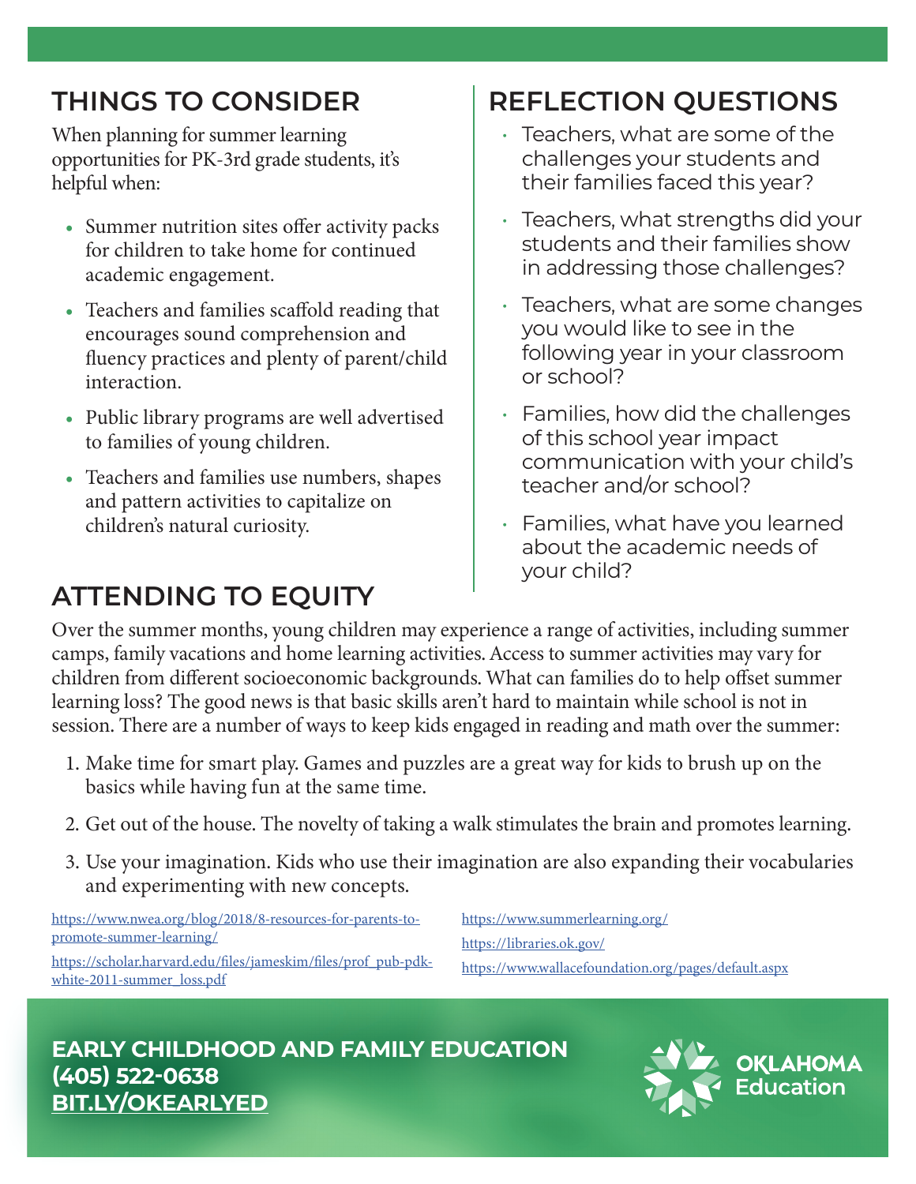## THINGS TO CONSIDER

When planning for summer learning opportunities for PK-3rd grade students, it's helpful when:

- Summer nutrition sites offer activity packs for children to take home for continued academic engagement.
- Teachers and families scaffold reading that encourages sound comprehension and fluency practices and plenty of parent/child interaction.
- Public library programs are well advertised to families of young children.
- Teachers and families use numbers, shapes and pattern activities to capitalize on children's natural curiosity.

## REFLECTION QUESTIONS

- Teachers, what are some of the challenges your students and their families faced this year?
- Teachers, what strengths did your students and their families show in addressing those challenges?
- Teachers, what are some changes you would like to see in the following year in your classroom or school?
- Families, how did the challenges of this school year impact communication with your child's teacher and/or school?
- Families, what have you learned about the academic needs of your child?

## ATTENDING TO EQUITY

Over the summer months, young children may experience a range of activities, including summer camps, family vacations and home learning activities. Access to summer activities may vary for children from different socioeconomic backgrounds. What can families do to help offset summer learning loss? The good news is that basic skills aren't hard to maintain while school is not in session. There are a number of ways to keep kids engaged in reading and math over the summer:

1. Make time for smart play. Games and puzzles are a great way for kids to brush up on the basics while having fun at the same time.
2. Get out of the house. The novelty of taking a walk stimulates the brain and promotes learning.
3. Use your imagination. Kids who use their imagination are also expanding their vocabularies and experimenting with new concepts.

https://www.nwea.org/blog/2018/8-resources-for-parents-to-promote-summer-learning/

https://scholar.harvard.edu/files/jameskim/files/prof_pub-pdk-white-2011-summer_loss.pdf

https://www.summerlearning.org/

https://libraries.ok.gov/

https://www.wallacefoundation.org/pages/default.aspx

**EARLY CHILDHOOD AND FAMILY EDUCATION**
**(405) 522-0638**
**BIT.LY/OKEARLYED**

OKLAHOMA Education